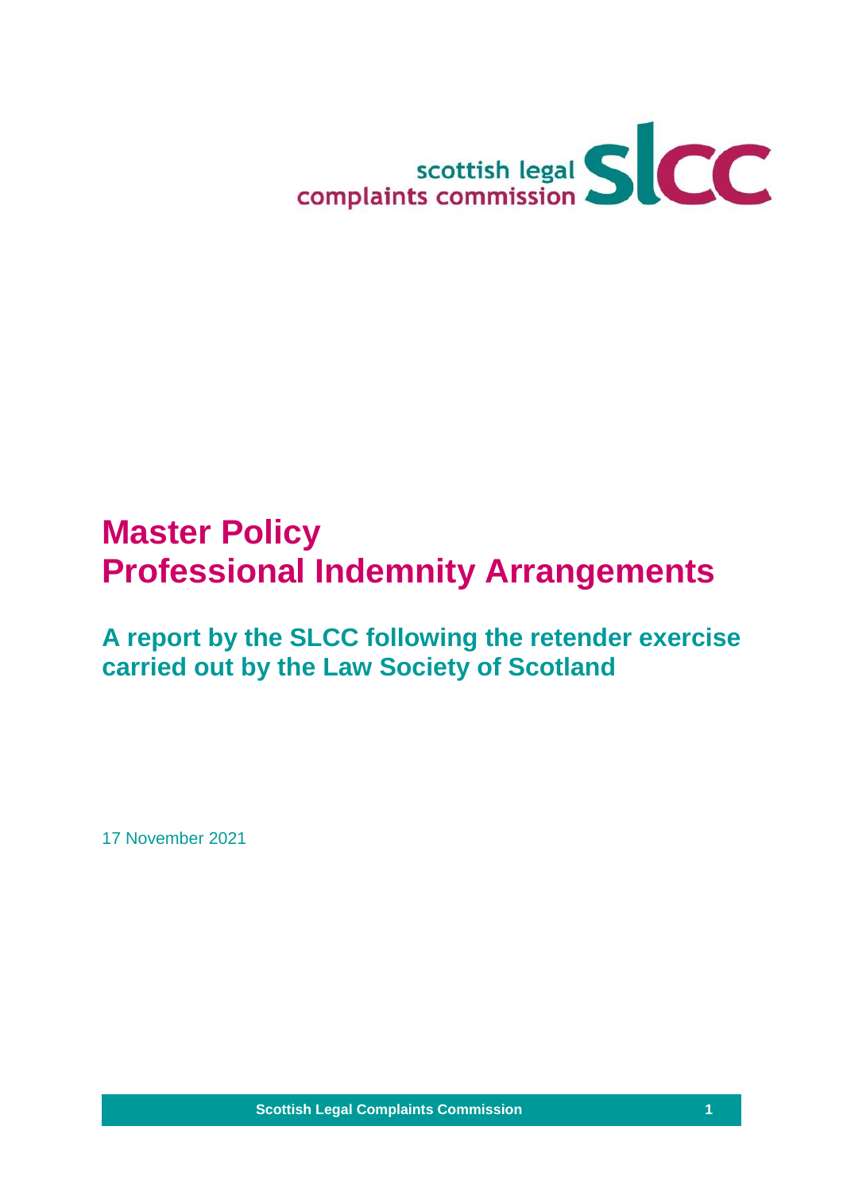scottish legal complaints commission slcc

# Master Policy
# Professional Indemnity Arrangements

## A report by the SLCC following the retender exercise carried out by the Law Society of Scotland

17 November 2021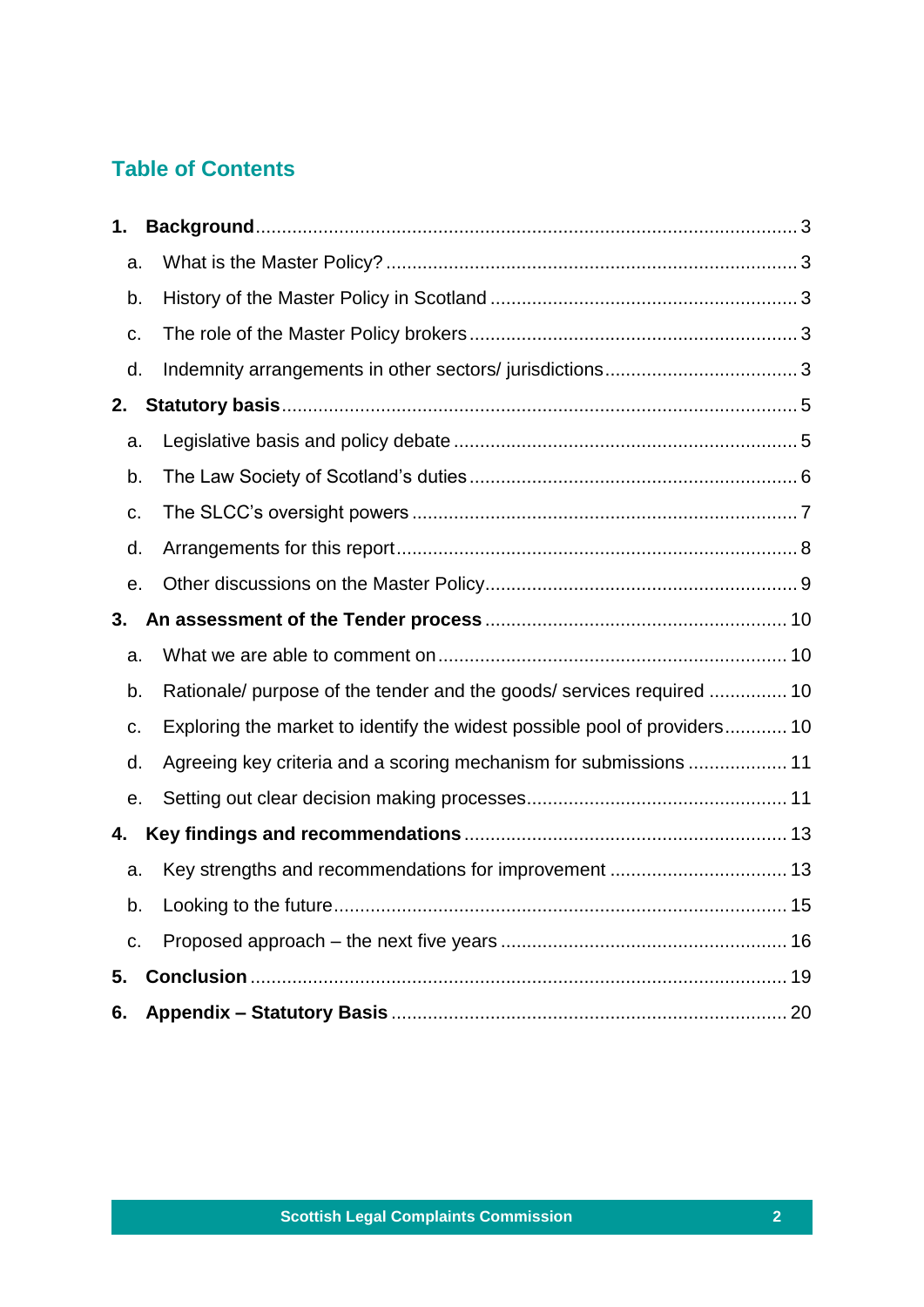## Table of Contents

1. **Background** ..... 3
   a. What is the Master Policy? ..... 3
   b. History of the Master Policy in Scotland ..... 3
   c. The role of the Master Policy brokers ..... 3
   d. Indemnity arrangements in other sectors/ jurisdictions ..... 3
2. **Statutory basis** ..... 5
   a. Legislative basis and policy debate ..... 5
   b. The Law Society of Scotland's duties ..... 6
   c. The SLCC's oversight powers ..... 7
   d. Arrangements for this report ..... 8
   e. Other discussions on the Master Policy ..... 9
3. **An assessment of the Tender process** ..... 10
   a. What we are able to comment on ..... 10
   b. Rationale/ purpose of the tender and the goods/ services required ..... 10
   c. Exploring the market to identify the widest possible pool of providers ..... 10
   d. Agreeing key criteria and a scoring mechanism for submissions ..... 11
   e. Setting out clear decision making processes ..... 11
4. **Key findings and recommendations** ..... 13
   a. Key strengths and recommendations for improvement ..... 13
   b. Looking to the future ..... 15
   c. Proposed approach – the next five years ..... 16
5. **Conclusion** ..... 19
6. **Appendix – Statutory Basis** ..... 20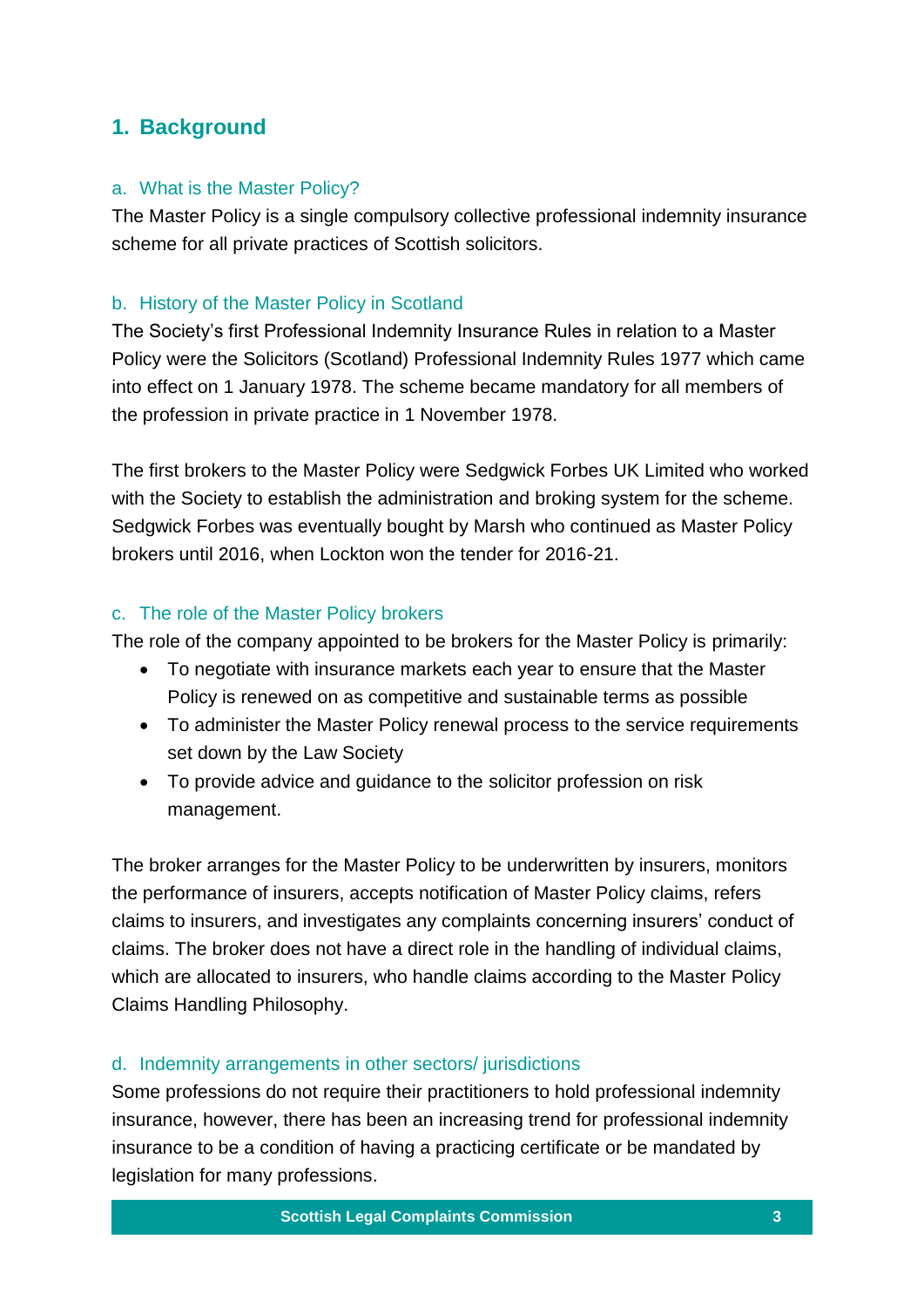## 1. Background

### a. What is the Master Policy?

The Master Policy is a single compulsory collective professional indemnity insurance scheme for all private practices of Scottish solicitors.

### b. History of the Master Policy in Scotland

The Society's first Professional Indemnity Insurance Rules in relation to a Master Policy were the Solicitors (Scotland) Professional Indemnity Rules 1977 which came into effect on 1 January 1978. The scheme became mandatory for all members of the profession in private practice in 1 November 1978.

The first brokers to the Master Policy were Sedgwick Forbes UK Limited who worked with the Society to establish the administration and broking system for the scheme. Sedgwick Forbes was eventually bought by Marsh who continued as Master Policy brokers until 2016, when Lockton won the tender for 2016-21.

### c. The role of the Master Policy brokers

The role of the company appointed to be brokers for the Master Policy is primarily:

- To negotiate with insurance markets each year to ensure that the Master Policy is renewed on as competitive and sustainable terms as possible
- To administer the Master Policy renewal process to the service requirements set down by the Law Society
- To provide advice and guidance to the solicitor profession on risk management.

The broker arranges for the Master Policy to be underwritten by insurers, monitors the performance of insurers, accepts notification of Master Policy claims, refers claims to insurers, and investigates any complaints concerning insurers' conduct of claims. The broker does not have a direct role in the handling of individual claims, which are allocated to insurers, who handle claims according to the Master Policy Claims Handling Philosophy.

### d. Indemnity arrangements in other sectors/ jurisdictions

Some professions do not require their practitioners to hold professional indemnity insurance, however, there has been an increasing trend for professional indemnity insurance to be a condition of having a practicing certificate or be mandated by legislation for many professions.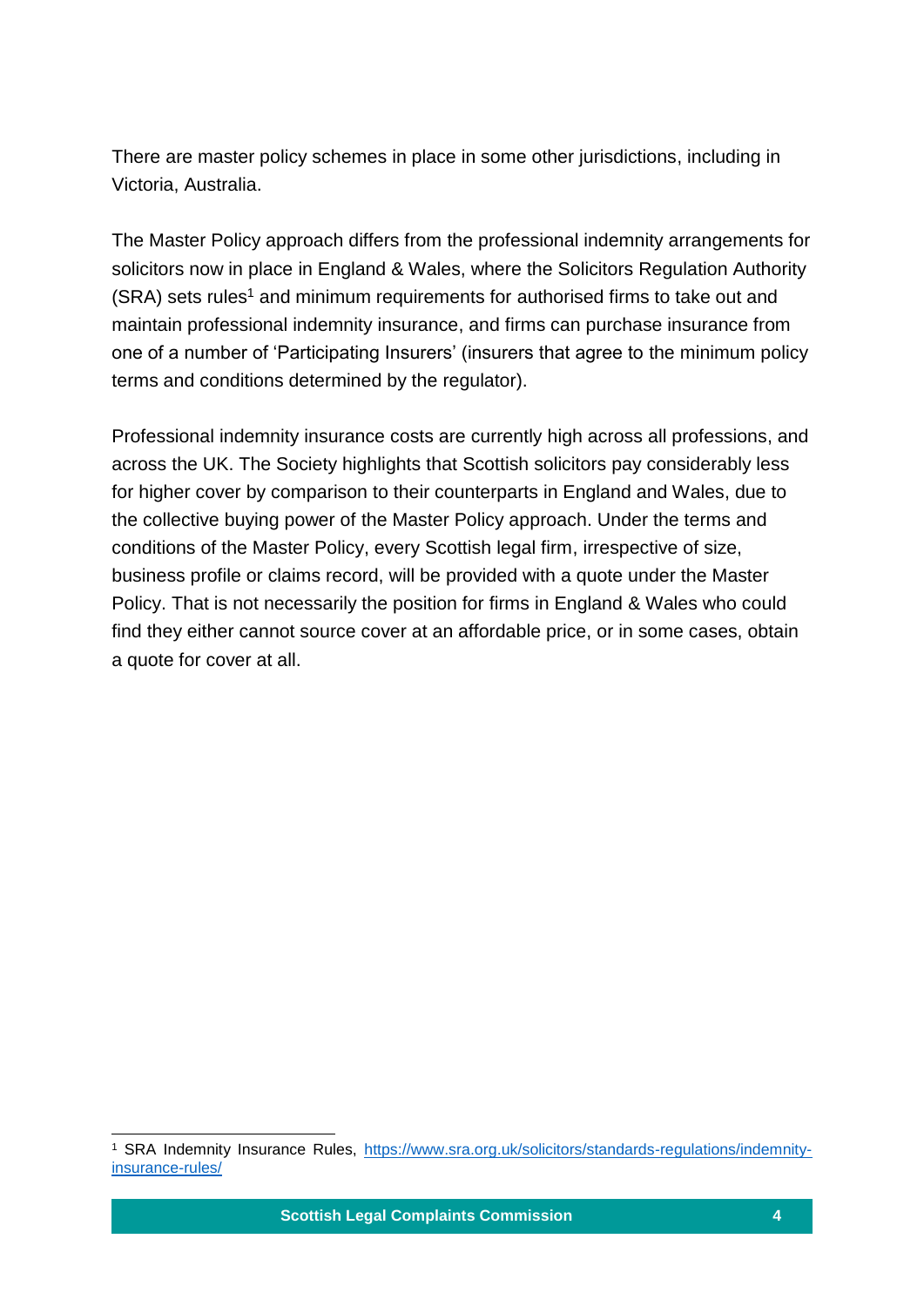There are master policy schemes in place in some other jurisdictions, including in Victoria, Australia.

The Master Policy approach differs from the professional indemnity arrangements for solicitors now in place in England & Wales, where the Solicitors Regulation Authority (SRA) sets rules[1] and minimum requirements for authorised firms to take out and maintain professional indemnity insurance, and firms can purchase insurance from one of a number of 'Participating Insurers' (insurers that agree to the minimum policy terms and conditions determined by the regulator).

Professional indemnity insurance costs are currently high across all professions, and across the UK. The Society highlights that Scottish solicitors pay considerably less for higher cover by comparison to their counterparts in England and Wales, due to the collective buying power of the Master Policy approach. Under the terms and conditions of the Master Policy, every Scottish legal firm, irrespective of size, business profile or claims record, will be provided with a quote under the Master Policy. That is not necessarily the position for firms in England & Wales who could find they either cannot source cover at an affordable price, or in some cases, obtain a quote for cover at all.

[1] SRA Indemnity Insurance Rules, https://www.sra.org.uk/solicitors/standards-regulations/indemnity-insurance-rules/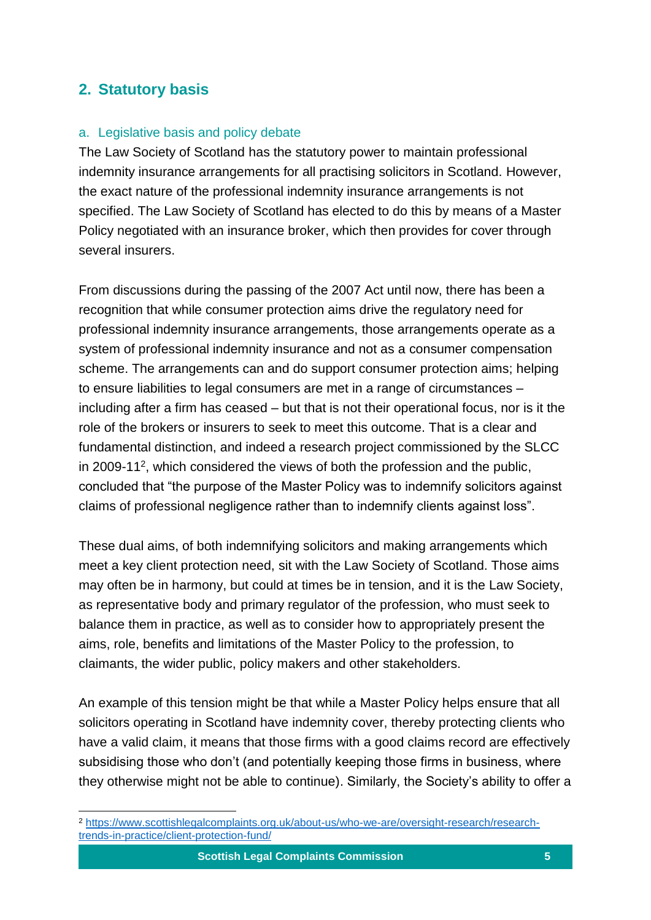## 2. Statutory basis

### a. Legislative basis and policy debate

The Law Society of Scotland has the statutory power to maintain professional indemnity insurance arrangements for all practising solicitors in Scotland. However, the exact nature of the professional indemnity insurance arrangements is not specified. The Law Society of Scotland has elected to do this by means of a Master Policy negotiated with an insurance broker, which then provides for cover through several insurers.

From discussions during the passing of the 2007 Act until now, there has been a recognition that while consumer protection aims drive the regulatory need for professional indemnity insurance arrangements, those arrangements operate as a system of professional indemnity insurance and not as a consumer compensation scheme. The arrangements can and do support consumer protection aims; helping to ensure liabilities to legal consumers are met in a range of circumstances – including after a firm has ceased – but that is not their operational focus, nor is it the role of the brokers or insurers to seek to meet this outcome. That is a clear and fundamental distinction, and indeed a research project commissioned by the SLCC in 2009-11[2], which considered the views of both the profession and the public, concluded that "the purpose of the Master Policy was to indemnify solicitors against claims of professional negligence rather than to indemnify clients against loss".

These dual aims, of both indemnifying solicitors and making arrangements which meet a key client protection need, sit with the Law Society of Scotland. Those aims may often be in harmony, but could at times be in tension, and it is the Law Society, as representative body and primary regulator of the profession, who must seek to balance them in practice, as well as to consider how to appropriately present the aims, role, benefits and limitations of the Master Policy to the profession, to claimants, the wider public, policy makers and other stakeholders.

An example of this tension might be that while a Master Policy helps ensure that all solicitors operating in Scotland have indemnity cover, thereby protecting clients who have a valid claim, it means that those firms with a good claims record are effectively subsidising those who don't (and potentially keeping those firms in business, where they otherwise might not be able to continue). Similarly, the Society's ability to offer a

[2] https://www.scottishlegalcomplaints.org.uk/about-us/who-we-are/oversight-research/research-trends-in-practice/client-protection-fund/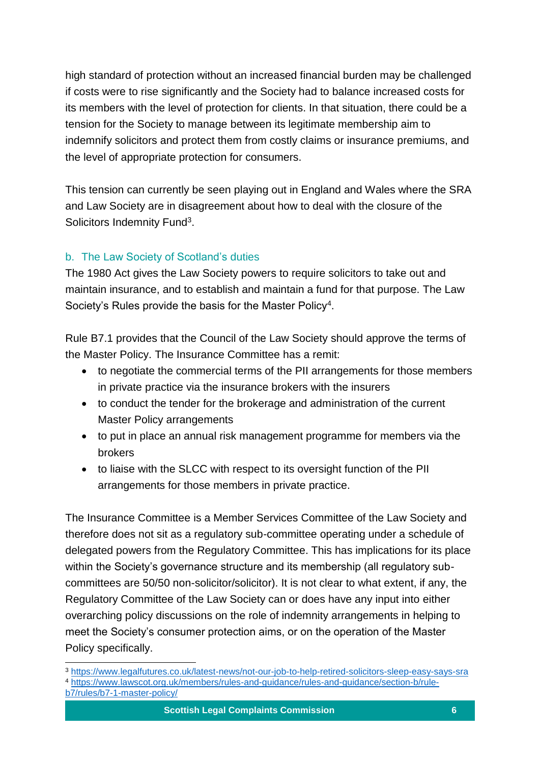high standard of protection without an increased financial burden may be challenged if costs were to rise significantly and the Society had to balance increased costs for its members with the level of protection for clients. In that situation, there could be a tension for the Society to manage between its legitimate membership aim to indemnify solicitors and protect them from costly claims or insurance premiums, and the level of appropriate protection for consumers.

This tension can currently be seen playing out in England and Wales where the SRA and Law Society are in disagreement about how to deal with the closure of the Solicitors Indemnity Fund[3].

### b. The Law Society of Scotland's duties

The 1980 Act gives the Law Society powers to require solicitors to take out and maintain insurance, and to establish and maintain a fund for that purpose. The Law Society's Rules provide the basis for the Master Policy[4].

Rule B7.1 provides that the Council of the Law Society should approve the terms of the Master Policy. The Insurance Committee has a remit:

- to negotiate the commercial terms of the PII arrangements for those members in private practice via the insurance brokers with the insurers
- to conduct the tender for the brokerage and administration of the current Master Policy arrangements
- to put in place an annual risk management programme for members via the brokers
- to liaise with the SLCC with respect to its oversight function of the PII arrangements for those members in private practice.

The Insurance Committee is a Member Services Committee of the Law Society and therefore does not sit as a regulatory sub-committee operating under a schedule of delegated powers from the Regulatory Committee. This has implications for its place within the Society's governance structure and its membership (all regulatory sub-committees are 50/50 non-solicitor/solicitor). It is not clear to what extent, if any, the Regulatory Committee of the Law Society can or does have any input into either overarching policy discussions on the role of indemnity arrangements in helping to meet the Society's consumer protection aims, or on the operation of the Master Policy specifically.

---

[3] https://www.legalfutures.co.uk/latest-news/not-our-job-to-help-retired-solicitors-sleep-easy-says-sra

[4] https://www.lawscot.org.uk/members/rules-and-guidance/rules-and-guidance/section-b/rule-b7/rules/b7-1-master-policy/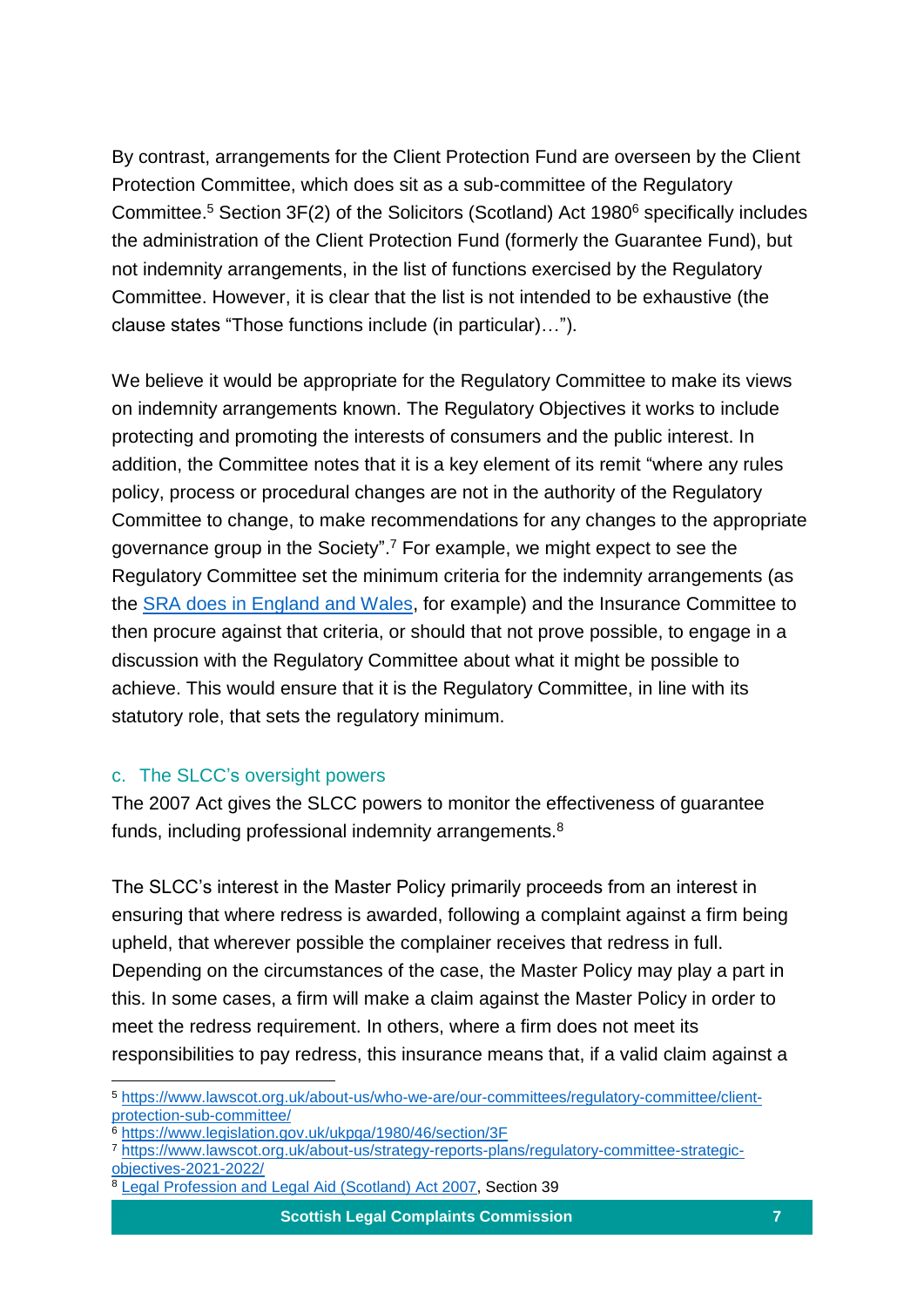By contrast, arrangements for the Client Protection Fund are overseen by the Client Protection Committee, which does sit as a sub-committee of the Regulatory Committee.[5] Section 3F(2) of the Solicitors (Scotland) Act 1980[6] specifically includes the administration of the Client Protection Fund (formerly the Guarantee Fund), but not indemnity arrangements, in the list of functions exercised by the Regulatory Committee. However, it is clear that the list is not intended to be exhaustive (the clause states "Those functions include (in particular)…").

We believe it would be appropriate for the Regulatory Committee to make its views on indemnity arrangements known. The Regulatory Objectives it works to include protecting and promoting the interests of consumers and the public interest. In addition, the Committee notes that it is a key element of its remit "where any rules policy, process or procedural changes are not in the authority of the Regulatory Committee to change, to make recommendations for any changes to the appropriate governance group in the Society".[7] For example, we might expect to see the Regulatory Committee set the minimum criteria for the indemnity arrangements (as the [SRA does in England and Wales](), for example) and the Insurance Committee to then procure against that criteria, or should that not prove possible, to engage in a discussion with the Regulatory Committee about what it might be possible to achieve. This would ensure that it is the Regulatory Committee, in line with its statutory role, that sets the regulatory minimum.

### c. The SLCC's oversight powers

The 2007 Act gives the SLCC powers to monitor the effectiveness of guarantee funds, including professional indemnity arrangements.[8]

The SLCC's interest in the Master Policy primarily proceeds from an interest in ensuring that where redress is awarded, following a complaint against a firm being upheld, that wherever possible the complainer receives that redress in full. Depending on the circumstances of the case, the Master Policy may play a part in this. In some cases, a firm will make a claim against the Master Policy in order to meet the redress requirement. In others, where a firm does not meet its responsibilities to pay redress, this insurance means that, if a valid claim against a

---

[5] https://www.lawscot.org.uk/about-us/who-we-are/our-committees/regulatory-committee/client-protection-sub-committee/

[6] https://www.legislation.gov.uk/ukpga/1980/46/section/3F

[7] https://www.lawscot.org.uk/about-us/strategy-reports-plans/regulatory-committee-strategic-objectives-2021-2022/

[8] Legal Profession and Legal Aid (Scotland) Act 2007, Section 39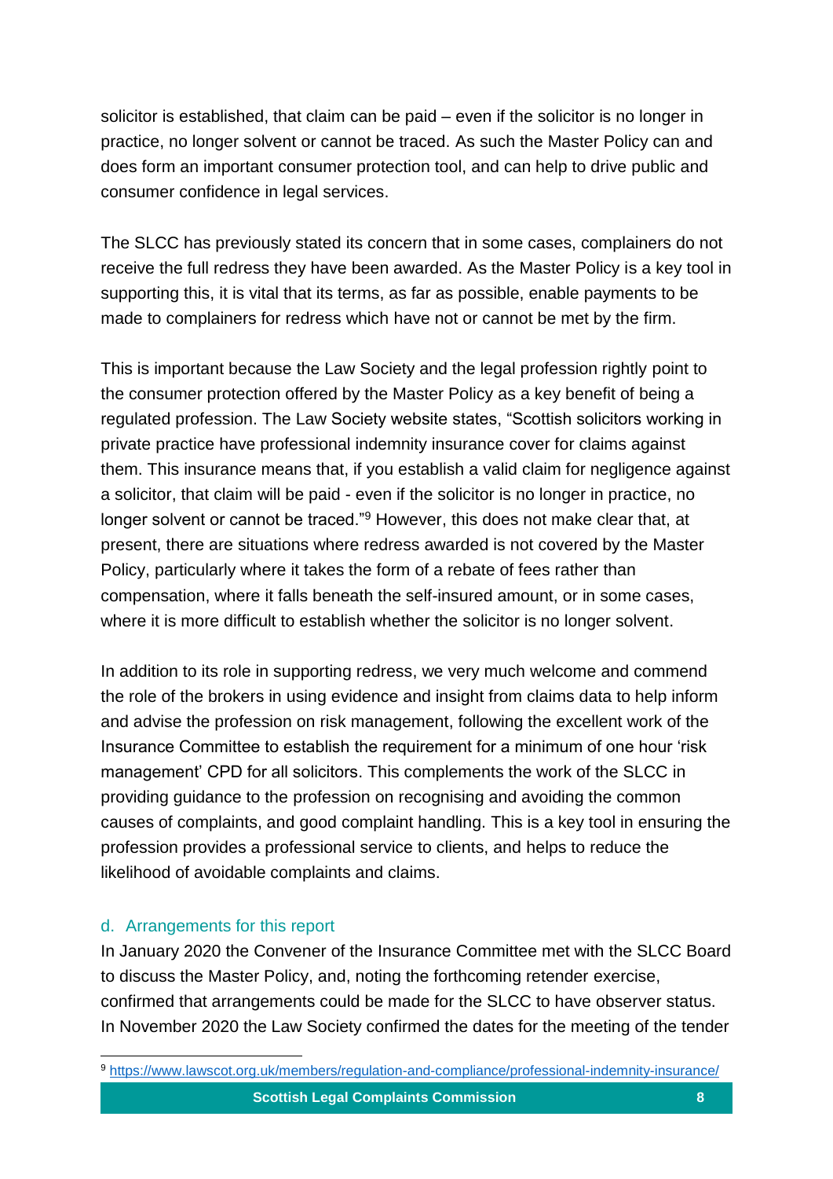solicitor is established, that claim can be paid – even if the solicitor is no longer in practice, no longer solvent or cannot be traced. As such the Master Policy can and does form an important consumer protection tool, and can help to drive public and consumer confidence in legal services.

The SLCC has previously stated its concern that in some cases, complainers do not receive the full redress they have been awarded. As the Master Policy is a key tool in supporting this, it is vital that its terms, as far as possible, enable payments to be made to complainers for redress which have not or cannot be met by the firm.

This is important because the Law Society and the legal profession rightly point to the consumer protection offered by the Master Policy as a key benefit of being a regulated profession. The Law Society website states, "Scottish solicitors working in private practice have professional indemnity insurance cover for claims against them. This insurance means that, if you establish a valid claim for negligence against a solicitor, that claim will be paid - even if the solicitor is no longer in practice, no longer solvent or cannot be traced."[9] However, this does not make clear that, at present, there are situations where redress awarded is not covered by the Master Policy, particularly where it takes the form of a rebate of fees rather than compensation, where it falls beneath the self-insured amount, or in some cases, where it is more difficult to establish whether the solicitor is no longer solvent.

In addition to its role in supporting redress, we very much welcome and commend the role of the brokers in using evidence and insight from claims data to help inform and advise the profession on risk management, following the excellent work of the Insurance Committee to establish the requirement for a minimum of one hour 'risk management' CPD for all solicitors. This complements the work of the SLCC in providing guidance to the profession on recognising and avoiding the common causes of complaints, and good complaint handling. This is a key tool in ensuring the profession provides a professional service to clients, and helps to reduce the likelihood of avoidable complaints and claims.

### d. Arrangements for this report

In January 2020 the Convener of the Insurance Committee met with the SLCC Board to discuss the Master Policy, and, noting the forthcoming retender exercise, confirmed that arrangements could be made for the SLCC to have observer status. In November 2020 the Law Society confirmed the dates for the meeting of the tender

[9] https://www.lawscot.org.uk/members/regulation-and-compliance/professional-indemnity-insurance/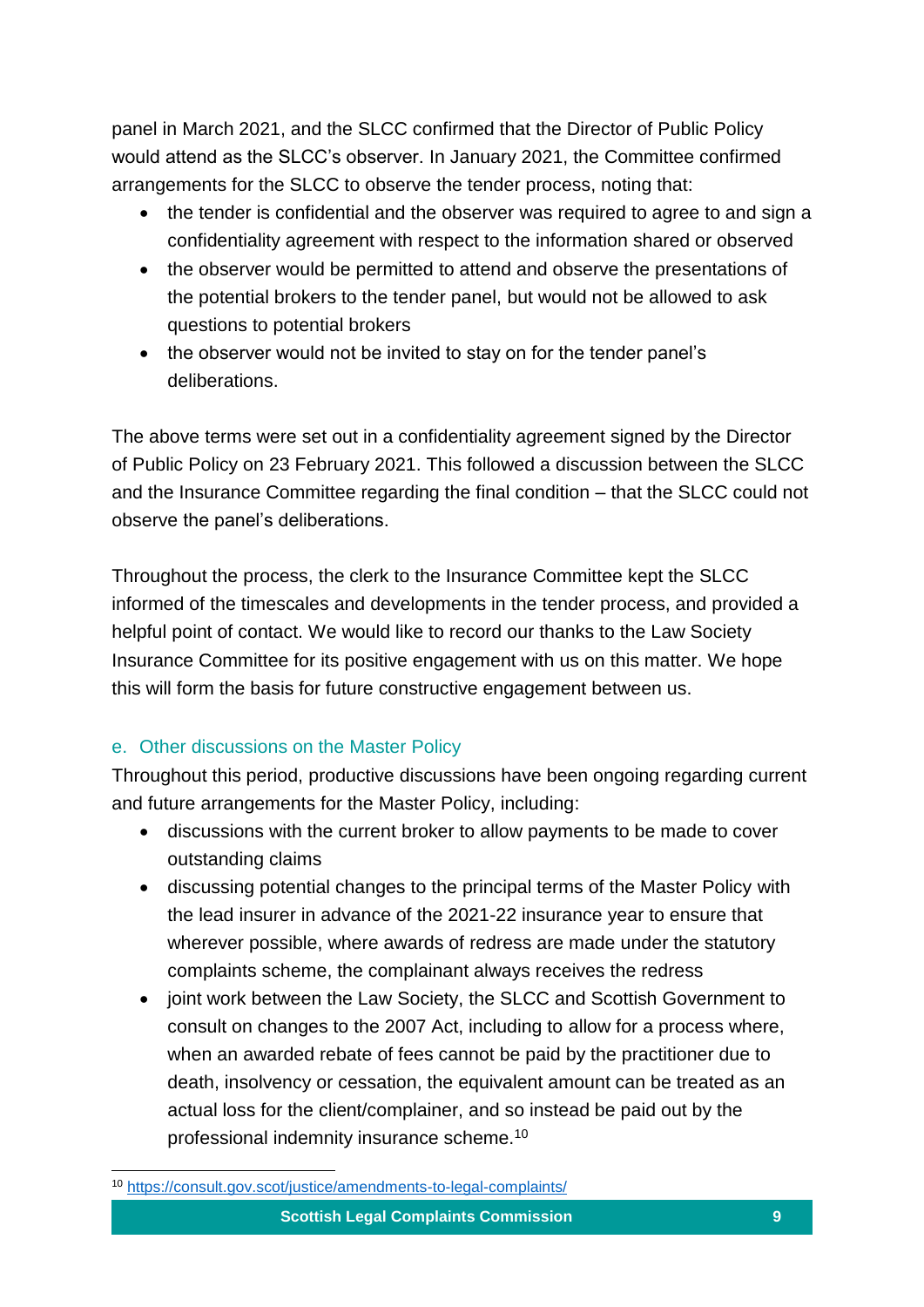panel in March 2021, and the SLCC confirmed that the Director of Public Policy would attend as the SLCC's observer. In January 2021, the Committee confirmed arrangements for the SLCC to observe the tender process, noting that:

- the tender is confidential and the observer was required to agree to and sign a confidentiality agreement with respect to the information shared or observed
- the observer would be permitted to attend and observe the presentations of the potential brokers to the tender panel, but would not be allowed to ask questions to potential brokers
- the observer would not be invited to stay on for the tender panel's deliberations.

The above terms were set out in a confidentiality agreement signed by the Director of Public Policy on 23 February 2021. This followed a discussion between the SLCC and the Insurance Committee regarding the final condition – that the SLCC could not observe the panel's deliberations.

Throughout the process, the clerk to the Insurance Committee kept the SLCC informed of the timescales and developments in the tender process, and provided a helpful point of contact. We would like to record our thanks to the Law Society Insurance Committee for its positive engagement with us on this matter. We hope this will form the basis for future constructive engagement between us.

### e. Other discussions on the Master Policy

Throughout this period, productive discussions have been ongoing regarding current and future arrangements for the Master Policy, including:

- discussions with the current broker to allow payments to be made to cover outstanding claims
- discussing potential changes to the principal terms of the Master Policy with the lead insurer in advance of the 2021-22 insurance year to ensure that wherever possible, where awards of redress are made under the statutory complaints scheme, the complainant always receives the redress
- joint work between the Law Society, the SLCC and Scottish Government to consult on changes to the 2007 Act, including to allow for a process where, when an awarded rebate of fees cannot be paid by the practitioner due to death, insolvency or cessation, the equivalent amount can be treated as an actual loss for the client/complainer, and so instead be paid out by the professional indemnity insurance scheme.[10]

[10] https://consult.gov.scot/justice/amendments-to-legal-complaints/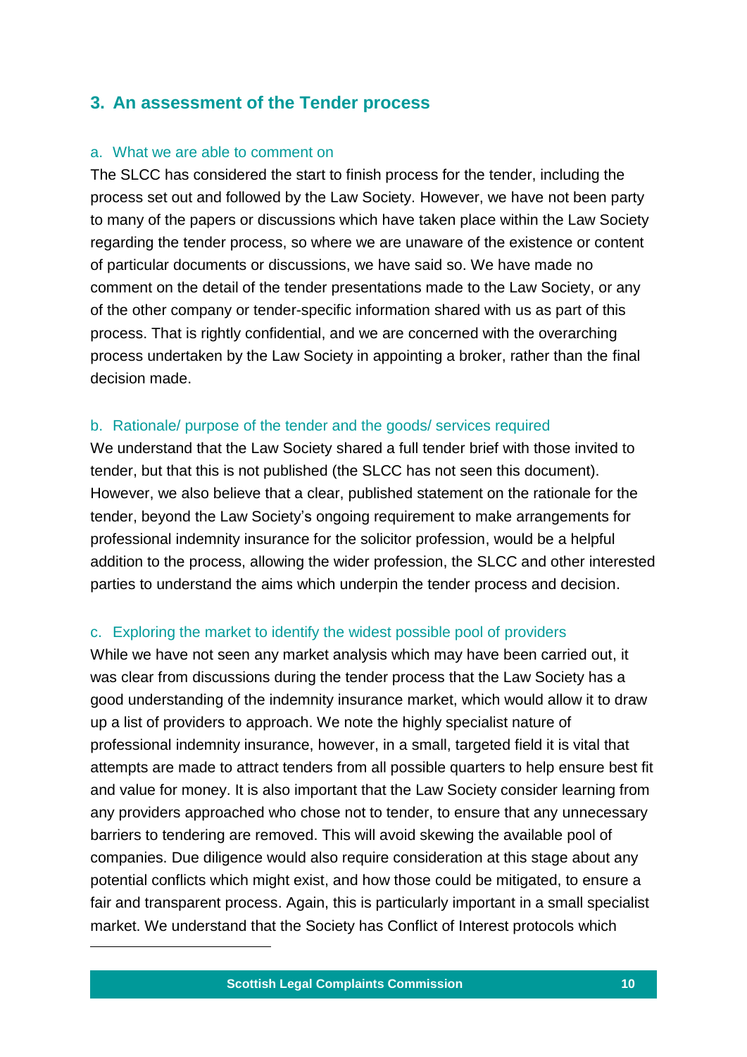## 3. An assessment of the Tender process

### a. What we are able to comment on

The SLCC has considered the start to finish process for the tender, including the process set out and followed by the Law Society. However, we have not been party to many of the papers or discussions which have taken place within the Law Society regarding the tender process, so where we are unaware of the existence or content of particular documents or discussions, we have said so. We have made no comment on the detail of the tender presentations made to the Law Society, or any of the other company or tender-specific information shared with us as part of this process. That is rightly confidential, and we are concerned with the overarching process undertaken by the Law Society in appointing a broker, rather than the final decision made.

### b. Rationale/ purpose of the tender and the goods/ services required

We understand that the Law Society shared a full tender brief with those invited to tender, but that this is not published (the SLCC has not seen this document). However, we also believe that a clear, published statement on the rationale for the tender, beyond the Law Society's ongoing requirement to make arrangements for professional indemnity insurance for the solicitor profession, would be a helpful addition to the process, allowing the wider profession, the SLCC and other interested parties to understand the aims which underpin the tender process and decision.

### c. Exploring the market to identify the widest possible pool of providers

While we have not seen any market analysis which may have been carried out, it was clear from discussions during the tender process that the Law Society has a good understanding of the indemnity insurance market, which would allow it to draw up a list of providers to approach. We note the highly specialist nature of professional indemnity insurance, however, in a small, targeted field it is vital that attempts are made to attract tenders from all possible quarters to help ensure best fit and value for money. It is also important that the Law Society consider learning from any providers approached who chose not to tender, to ensure that any unnecessary barriers to tendering are removed. This will avoid skewing the available pool of companies. Due diligence would also require consideration at this stage about any potential conflicts which might exist, and how those could be mitigated, to ensure a fair and transparent process. Again, this is particularly important in a small specialist market. We understand that the Society has Conflict of Interest protocols which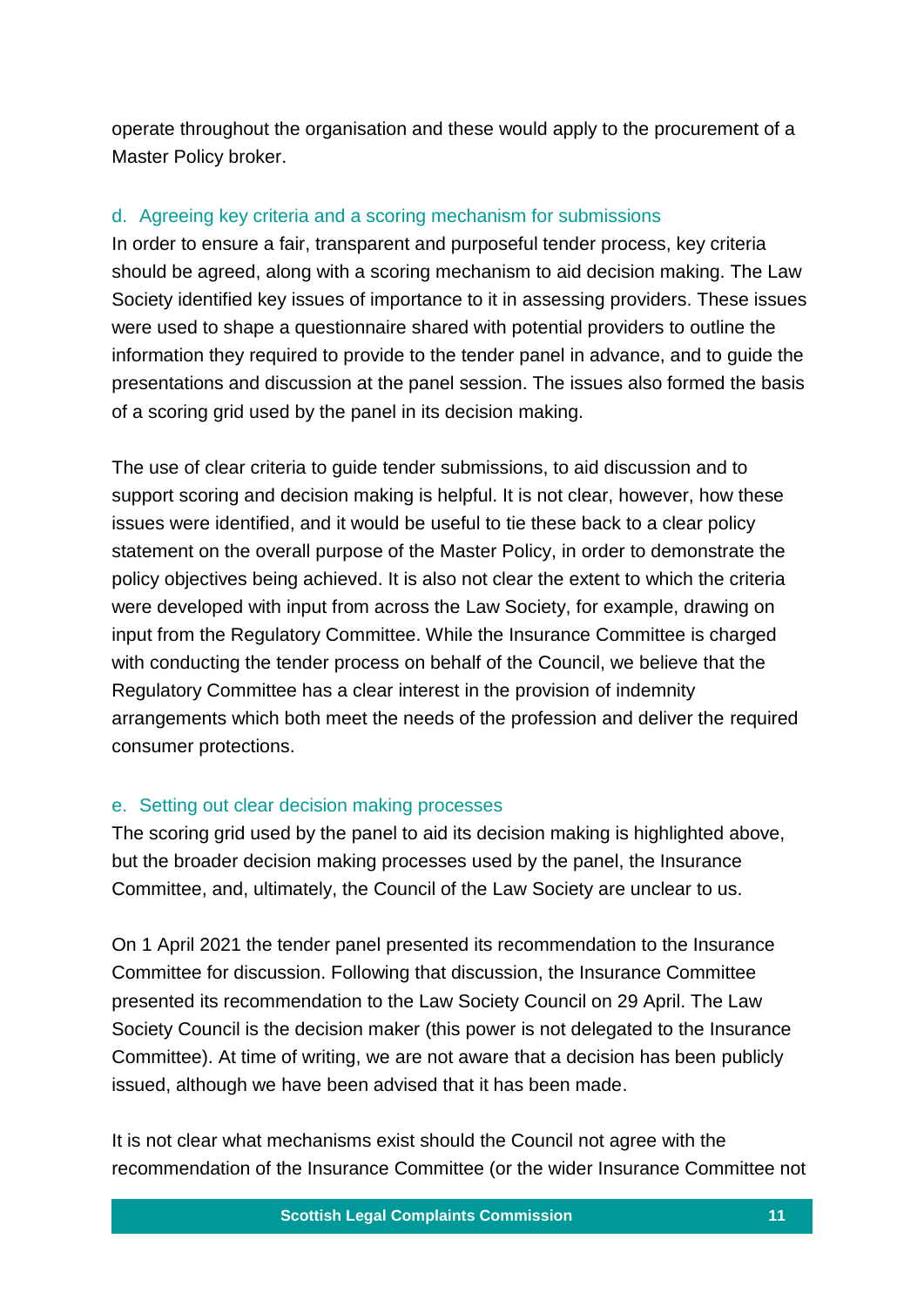operate throughout the organisation and these would apply to the procurement of a Master Policy broker.

### d. Agreeing key criteria and a scoring mechanism for submissions

In order to ensure a fair, transparent and purposeful tender process, key criteria should be agreed, along with a scoring mechanism to aid decision making. The Law Society identified key issues of importance to it in assessing providers. These issues were used to shape a questionnaire shared with potential providers to outline the information they required to provide to the tender panel in advance, and to guide the presentations and discussion at the panel session. The issues also formed the basis of a scoring grid used by the panel in its decision making.

The use of clear criteria to guide tender submissions, to aid discussion and to support scoring and decision making is helpful. It is not clear, however, how these issues were identified, and it would be useful to tie these back to a clear policy statement on the overall purpose of the Master Policy, in order to demonstrate the policy objectives being achieved. It is also not clear the extent to which the criteria were developed with input from across the Law Society, for example, drawing on input from the Regulatory Committee. While the Insurance Committee is charged with conducting the tender process on behalf of the Council, we believe that the Regulatory Committee has a clear interest in the provision of indemnity arrangements which both meet the needs of the profession and deliver the required consumer protections.

### e. Setting out clear decision making processes

The scoring grid used by the panel to aid its decision making is highlighted above, but the broader decision making processes used by the panel, the Insurance Committee, and, ultimately, the Council of the Law Society are unclear to us.

On 1 April 2021 the tender panel presented its recommendation to the Insurance Committee for discussion. Following that discussion, the Insurance Committee presented its recommendation to the Law Society Council on 29 April. The Law Society Council is the decision maker (this power is not delegated to the Insurance Committee). At time of writing, we are not aware that a decision has been publicly issued, although we have been advised that it has been made.

It is not clear what mechanisms exist should the Council not agree with the recommendation of the Insurance Committee (or the wider Insurance Committee not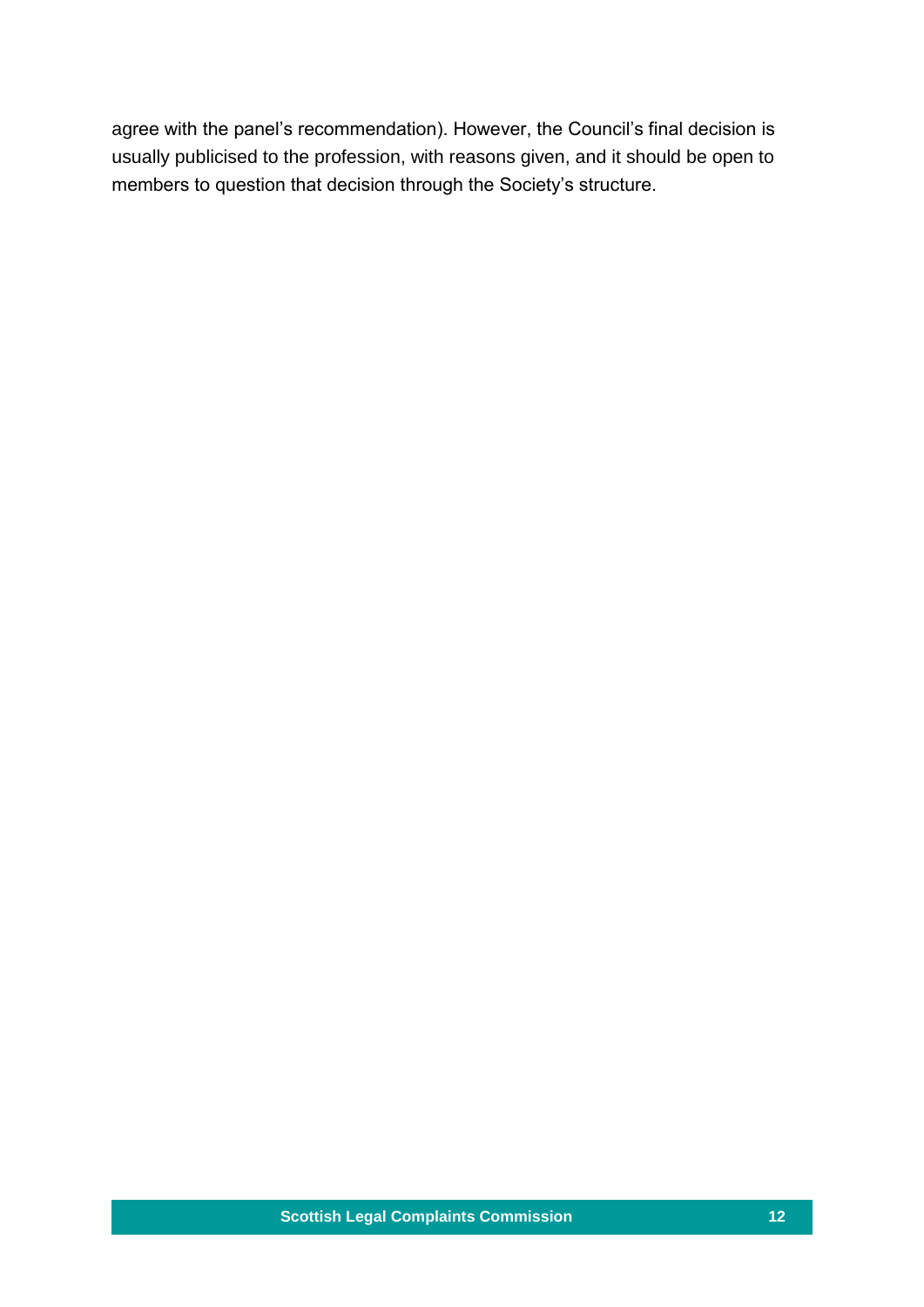agree with the panel's recommendation). However, the Council's final decision is usually publicised to the profession, with reasons given, and it should be open to members to question that decision through the Society's structure.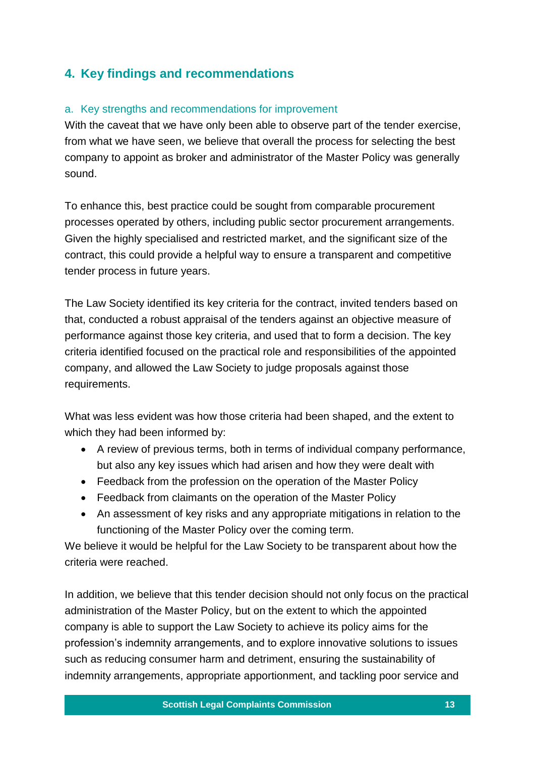## 4. Key findings and recommendations

### a. Key strengths and recommendations for improvement

With the caveat that we have only been able to observe part of the tender exercise, from what we have seen, we believe that overall the process for selecting the best company to appoint as broker and administrator of the Master Policy was generally sound.

To enhance this, best practice could be sought from comparable procurement processes operated by others, including public sector procurement arrangements. Given the highly specialised and restricted market, and the significant size of the contract, this could provide a helpful way to ensure a transparent and competitive tender process in future years.

The Law Society identified its key criteria for the contract, invited tenders based on that, conducted a robust appraisal of the tenders against an objective measure of performance against those key criteria, and used that to form a decision. The key criteria identified focused on the practical role and responsibilities of the appointed company, and allowed the Law Society to judge proposals against those requirements.

What was less evident was how those criteria had been shaped, and the extent to which they had been informed by:

- A review of previous terms, both in terms of individual company performance, but also any key issues which had arisen and how they were dealt with
- Feedback from the profession on the operation of the Master Policy
- Feedback from claimants on the operation of the Master Policy
- An assessment of key risks and any appropriate mitigations in relation to the functioning of the Master Policy over the coming term.

We believe it would be helpful for the Law Society to be transparent about how the criteria were reached.

In addition, we believe that this tender decision should not only focus on the practical administration of the Master Policy, but on the extent to which the appointed company is able to support the Law Society to achieve its policy aims for the profession's indemnity arrangements, and to explore innovative solutions to issues such as reducing consumer harm and detriment, ensuring the sustainability of indemnity arrangements, appropriate apportionment, and tackling poor service and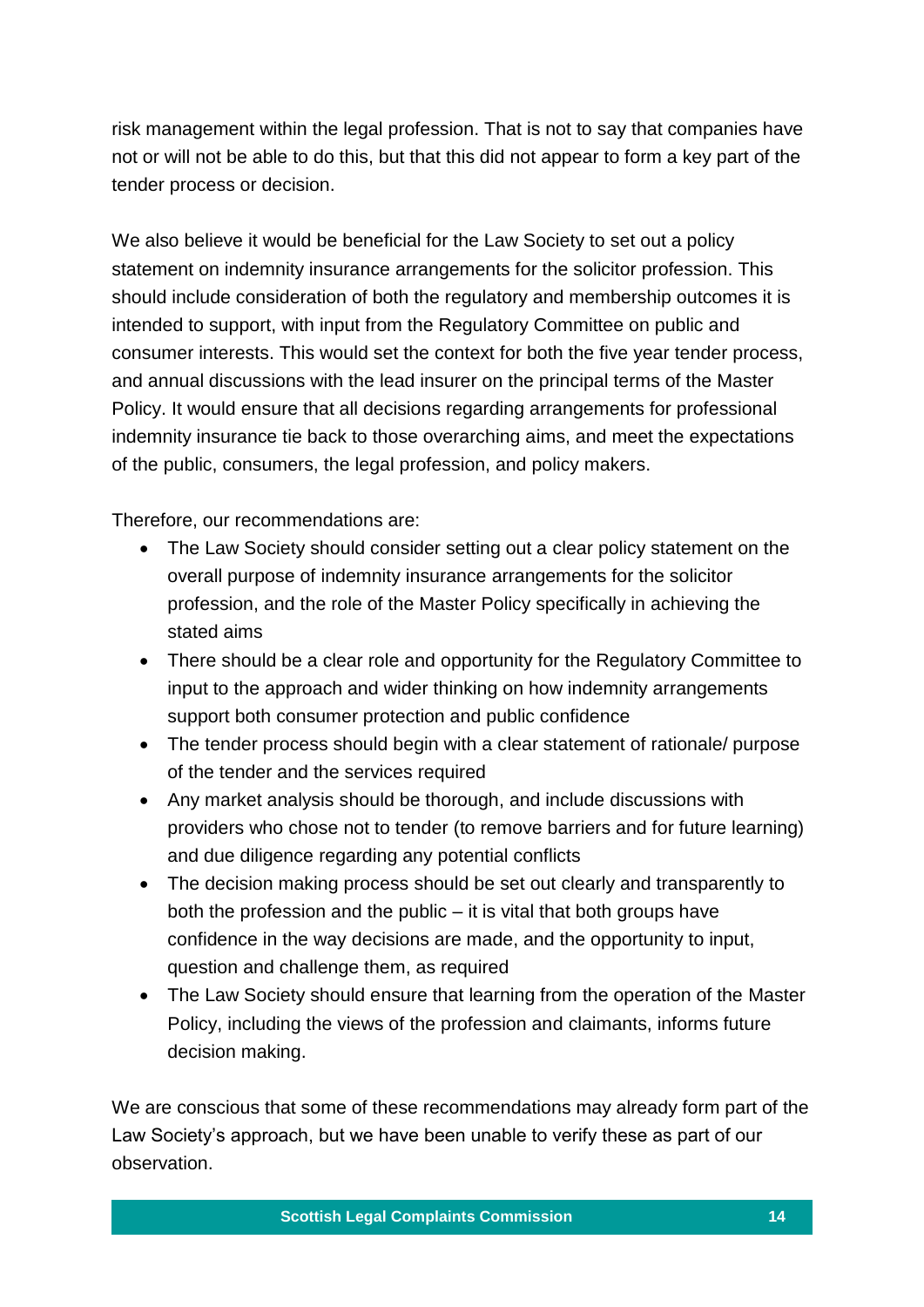risk management within the legal profession. That is not to say that companies have not or will not be able to do this, but that this did not appear to form a key part of the tender process or decision.

We also believe it would be beneficial for the Law Society to set out a policy statement on indemnity insurance arrangements for the solicitor profession. This should include consideration of both the regulatory and membership outcomes it is intended to support, with input from the Regulatory Committee on public and consumer interests. This would set the context for both the five year tender process, and annual discussions with the lead insurer on the principal terms of the Master Policy. It would ensure that all decisions regarding arrangements for professional indemnity insurance tie back to those overarching aims, and meet the expectations of the public, consumers, the legal profession, and policy makers.

Therefore, our recommendations are:

- The Law Society should consider setting out a clear policy statement on the overall purpose of indemnity insurance arrangements for the solicitor profession, and the role of the Master Policy specifically in achieving the stated aims
- There should be a clear role and opportunity for the Regulatory Committee to input to the approach and wider thinking on how indemnity arrangements support both consumer protection and public confidence
- The tender process should begin with a clear statement of rationale/ purpose of the tender and the services required
- Any market analysis should be thorough, and include discussions with providers who chose not to tender (to remove barriers and for future learning) and due diligence regarding any potential conflicts
- The decision making process should be set out clearly and transparently to both the profession and the public – it is vital that both groups have confidence in the way decisions are made, and the opportunity to input, question and challenge them, as required
- The Law Society should ensure that learning from the operation of the Master Policy, including the views of the profession and claimants, informs future decision making.

We are conscious that some of these recommendations may already form part of the Law Society's approach, but we have been unable to verify these as part of our observation.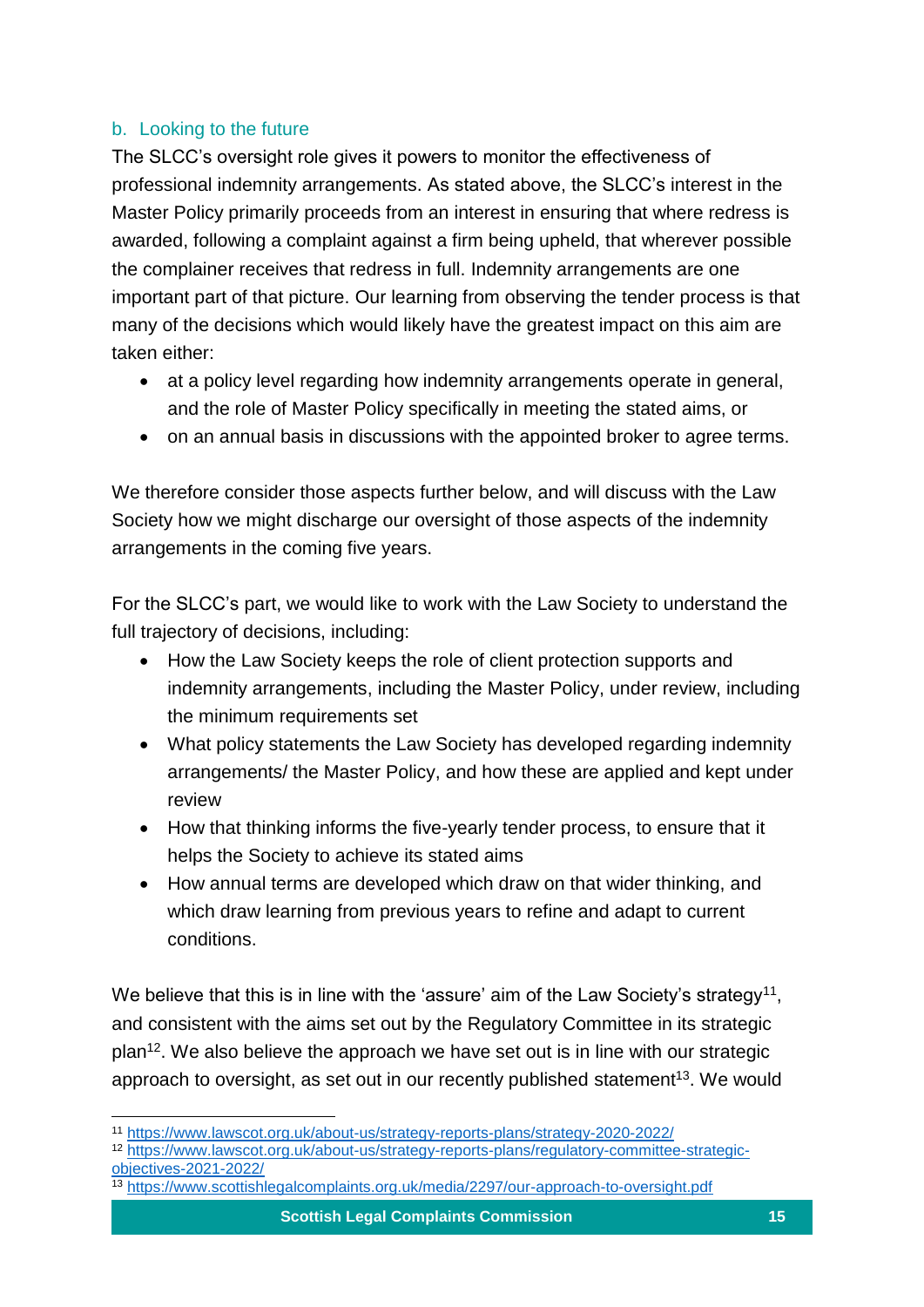### b. Looking to the future

The SLCC's oversight role gives it powers to monitor the effectiveness of professional indemnity arrangements. As stated above, the SLCC's interest in the Master Policy primarily proceeds from an interest in ensuring that where redress is awarded, following a complaint against a firm being upheld, that wherever possible the complainer receives that redress in full. Indemnity arrangements are one important part of that picture. Our learning from observing the tender process is that many of the decisions which would likely have the greatest impact on this aim are taken either:

- at a policy level regarding how indemnity arrangements operate in general, and the role of Master Policy specifically in meeting the stated aims, or
- on an annual basis in discussions with the appointed broker to agree terms.

We therefore consider those aspects further below, and will discuss with the Law Society how we might discharge our oversight of those aspects of the indemnity arrangements in the coming five years.

For the SLCC's part, we would like to work with the Law Society to understand the full trajectory of decisions, including:

- How the Law Society keeps the role of client protection supports and indemnity arrangements, including the Master Policy, under review, including the minimum requirements set
- What policy statements the Law Society has developed regarding indemnity arrangements/ the Master Policy, and how these are applied and kept under review
- How that thinking informs the five-yearly tender process, to ensure that it helps the Society to achieve its stated aims
- How annual terms are developed which draw on that wider thinking, and which draw learning from previous years to refine and adapt to current conditions.

We believe that this is in line with the 'assure' aim of the Law Society's strategy[11], and consistent with the aims set out by the Regulatory Committee in its strategic plan[12]. We also believe the approach we have set out is in line with our strategic approach to oversight, as set out in our recently published statement[13]. We would

[11] https://www.lawscot.org.uk/about-us/strategy-reports-plans/strategy-2020-2022/

[12] https://www.lawscot.org.uk/about-us/strategy-reports-plans/regulatory-committee-strategic-objectives-2021-2022/

[13] https://www.scottishlegalcomplaints.org.uk/media/2297/our-approach-to-oversight.pdf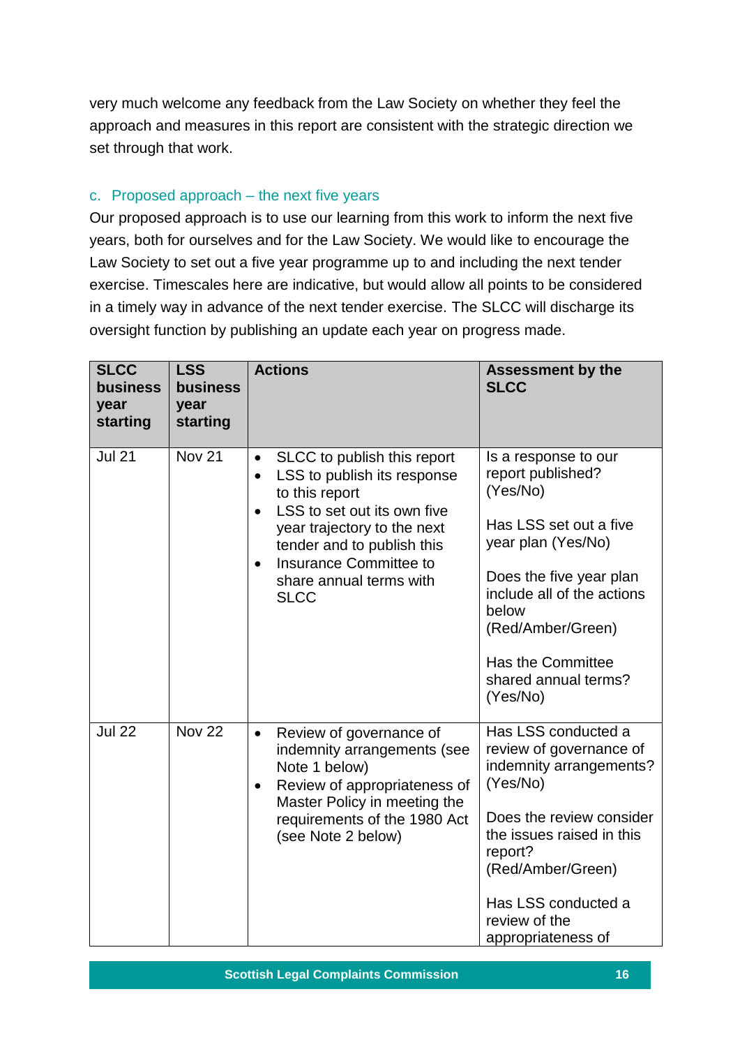very much welcome any feedback from the Law Society on whether they feel the approach and measures in this report are consistent with the strategic direction we set through that work.

### c. Proposed approach – the next five years

Our proposed approach is to use our learning from this work to inform the next five years, both for ourselves and for the Law Society. We would like to encourage the Law Society to set out a five year programme up to and including the next tender exercise. Timescales here are indicative, but would allow all points to be considered in a timely way in advance of the next tender exercise. The SLCC will discharge its oversight function by publishing an update each year on progress made.

| SLCC business year starting | LSS business year starting | Actions | Assessment by the SLCC |
|---|---|---|---|
| Jul 21 | Nov 21 | • SLCC to publish this report<br>• LSS to publish its response to this report<br>• LSS to set out its own five year trajectory to the next tender and to publish this<br>• Insurance Committee to share annual terms with SLCC | Is a response to our report published? (Yes/No)<br><br>Has LSS set out a five year plan (Yes/No)<br><br>Does the five year plan include all of the actions below (Red/Amber/Green)<br><br>Has the Committee shared annual terms? (Yes/No) |
| Jul 22 | Nov 22 | • Review of governance of indemnity arrangements (see Note 1 below)<br>• Review of appropriateness of Master Policy in meeting the requirements of the 1980 Act (see Note 2 below) | Has LSS conducted a review of governance of indemnity arrangements? (Yes/No)<br><br>Does the review consider the issues raised in this report? (Red/Amber/Green)<br><br>Has LSS conducted a review of the appropriateness of |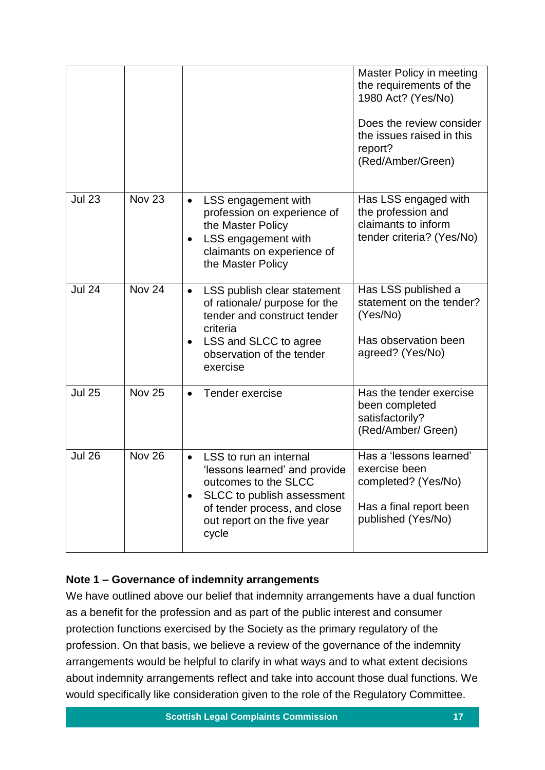| | | | |
|---|---|---|---|
| | | | Master Policy in meeting the requirements of the 1980 Act? (Yes/No)<br><br>Does the review consider the issues raised in this report? (Red/Amber/Green) |
| Jul 23 | Nov 23 | • LSS engagement with profession on experience of the Master Policy<br>• LSS engagement with claimants on experience of the Master Policy | Has LSS engaged with the profession and claimants to inform tender criteria? (Yes/No) |
| Jul 24 | Nov 24 | • LSS publish clear statement of rationale/ purpose for the tender and construct tender criteria<br>• LSS and SLCC to agree observation of the tender exercise | Has LSS published a statement on the tender? (Yes/No)<br><br>Has observation been agreed? (Yes/No) |
| Jul 25 | Nov 25 | • Tender exercise | Has the tender exercise been completed satisfactorily? (Red/Amber/ Green) |
| Jul 26 | Nov 26 | • LSS to run an internal 'lessons learned' and provide outcomes to the SLCC<br>• SLCC to publish assessment of tender process, and close out report on the five year cycle | Has a 'lessons learned' exercise been completed? (Yes/No)<br><br>Has a final report been published (Yes/No) |

**Note 1 – Governance of indemnity arrangements**

We have outlined above our belief that indemnity arrangements have a dual function as a benefit for the profession and as part of the public interest and consumer protection functions exercised by the Society as the primary regulatory of the profession. On that basis, we believe a review of the governance of the indemnity arrangements would be helpful to clarify in what ways and to what extent decisions about indemnity arrangements reflect and take into account those dual functions. We would specifically like consideration given to the role of the Regulatory Committee.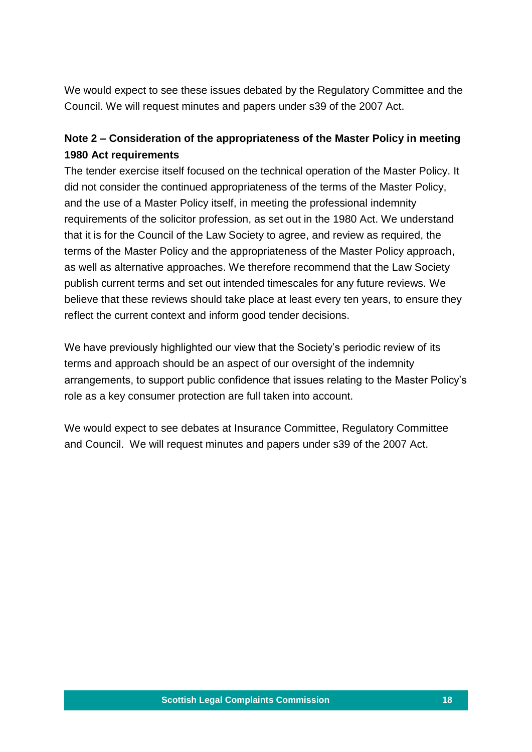We would expect to see these issues debated by the Regulatory Committee and the Council. We will request minutes and papers under s39 of the 2007 Act.

**Note 2 – Consideration of the appropriateness of the Master Policy in meeting 1980 Act requirements**

The tender exercise itself focused on the technical operation of the Master Policy. It did not consider the continued appropriateness of the terms of the Master Policy, and the use of a Master Policy itself, in meeting the professional indemnity requirements of the solicitor profession, as set out in the 1980 Act. We understand that it is for the Council of the Law Society to agree, and review as required, the terms of the Master Policy and the appropriateness of the Master Policy approach, as well as alternative approaches. We therefore recommend that the Law Society publish current terms and set out intended timescales for any future reviews. We believe that these reviews should take place at least every ten years, to ensure they reflect the current context and inform good tender decisions.

We have previously highlighted our view that the Society's periodic review of its terms and approach should be an aspect of our oversight of the indemnity arrangements, to support public confidence that issues relating to the Master Policy's role as a key consumer protection are full taken into account.

We would expect to see debates at Insurance Committee, Regulatory Committee and Council. We will request minutes and papers under s39 of the 2007 Act.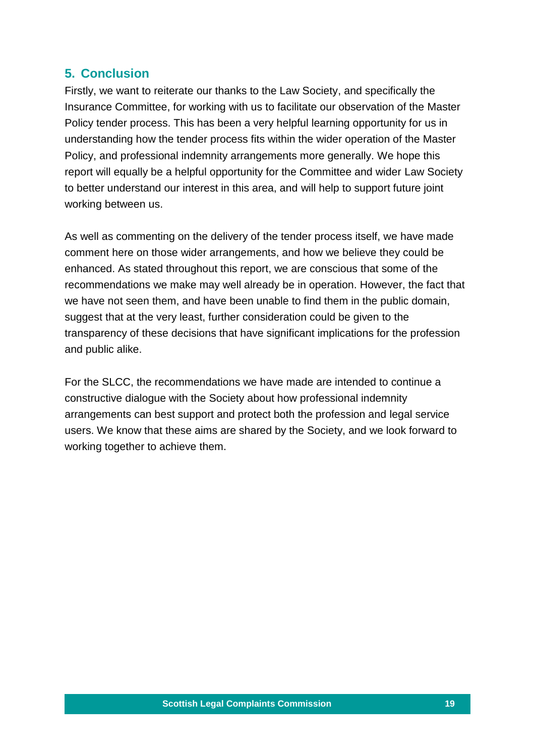## 5. Conclusion

Firstly, we want to reiterate our thanks to the Law Society, and specifically the Insurance Committee, for working with us to facilitate our observation of the Master Policy tender process. This has been a very helpful learning opportunity for us in understanding how the tender process fits within the wider operation of the Master Policy, and professional indemnity arrangements more generally. We hope this report will equally be a helpful opportunity for the Committee and wider Law Society to better understand our interest in this area, and will help to support future joint working between us.

As well as commenting on the delivery of the tender process itself, we have made comment here on those wider arrangements, and how we believe they could be enhanced. As stated throughout this report, we are conscious that some of the recommendations we make may well already be in operation. However, the fact that we have not seen them, and have been unable to find them in the public domain, suggest that at the very least, further consideration could be given to the transparency of these decisions that have significant implications for the profession and public alike.

For the SLCC, the recommendations we have made are intended to continue a constructive dialogue with the Society about how professional indemnity arrangements can best support and protect both the profession and legal service users. We know that these aims are shared by the Society, and we look forward to working together to achieve them.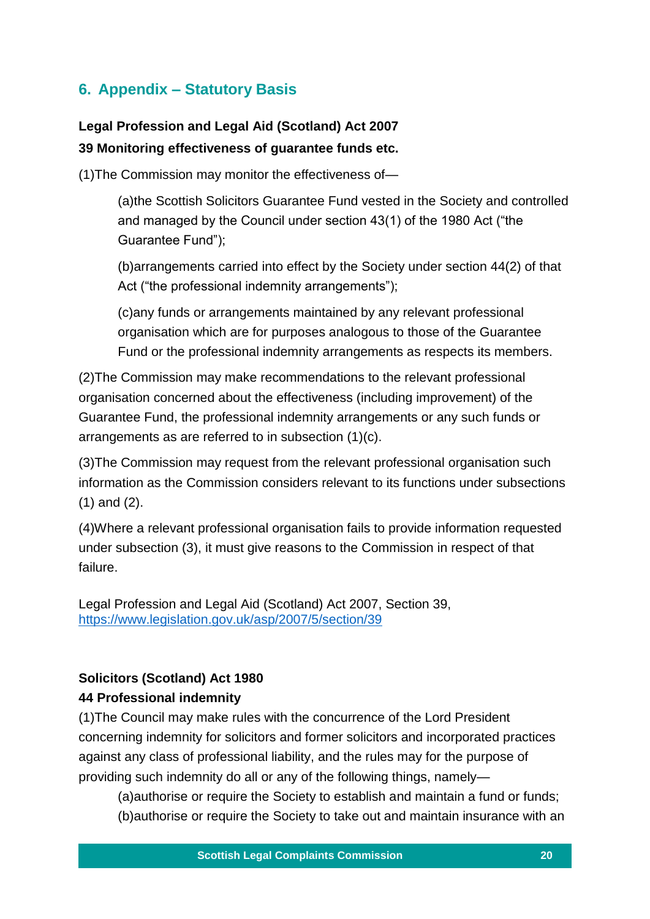## 6. Appendix – Statutory Basis

**Legal Profession and Legal Aid (Scotland) Act 2007**

**39 Monitoring effectiveness of guarantee funds etc.**

(1)The Commission may monitor the effectiveness of—

> (a)the Scottish Solicitors Guarantee Fund vested in the Society and controlled and managed by the Council under section 43(1) of the 1980 Act ("the Guarantee Fund");
>
> (b)arrangements carried into effect by the Society under section 44(2) of that Act ("the professional indemnity arrangements");
>
> (c)any funds or arrangements maintained by any relevant professional organisation which are for purposes analogous to those of the Guarantee Fund or the professional indemnity arrangements as respects its members.

(2)The Commission may make recommendations to the relevant professional organisation concerned about the effectiveness (including improvement) of the Guarantee Fund, the professional indemnity arrangements or any such funds or arrangements as are referred to in subsection (1)(c).

(3)The Commission may request from the relevant professional organisation such information as the Commission considers relevant to its functions under subsections (1) and (2).

(4)Where a relevant professional organisation fails to provide information requested under subsection (3), it must give reasons to the Commission in respect of that failure.

Legal Profession and Legal Aid (Scotland) Act 2007, Section 39, https://www.legislation.gov.uk/asp/2007/5/section/39

**Solicitors (Scotland) Act 1980**

**44 Professional indemnity**

(1)The Council may make rules with the concurrence of the Lord President concerning indemnity for solicitors and former solicitors and incorporated practices against any class of professional liability, and the rules may for the purpose of providing such indemnity do all or any of the following things, namely—

> (a)authorise or require the Society to establish and maintain a fund or funds;
>
> (b)authorise or require the Society to take out and maintain insurance with an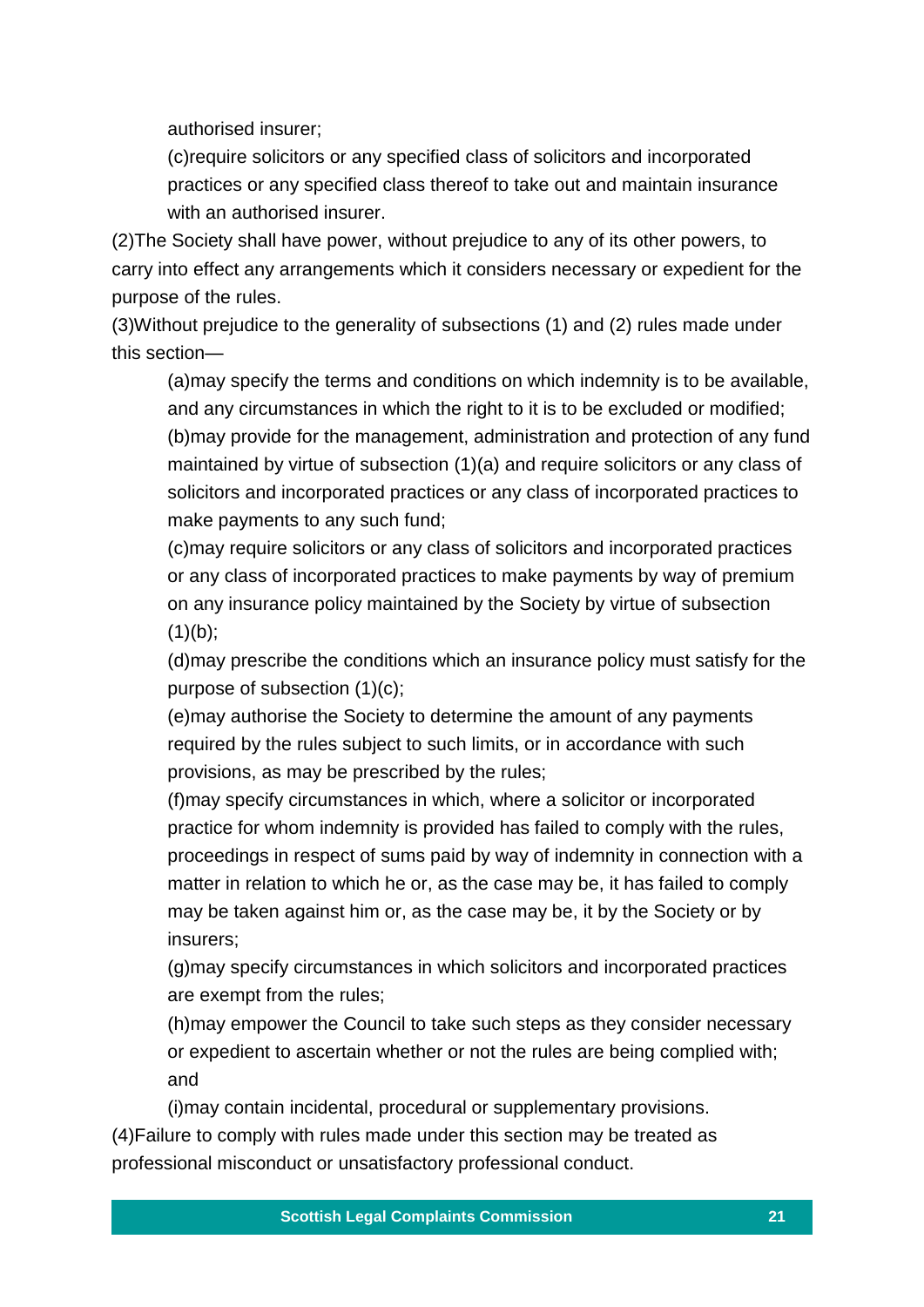authorised insurer;

(c)require solicitors or any specified class of solicitors and incorporated practices or any specified class thereof to take out and maintain insurance with an authorised insurer.

(2)The Society shall have power, without prejudice to any of its other powers, to carry into effect any arrangements which it considers necessary or expedient for the purpose of the rules.

(3)Without prejudice to the generality of subsections (1) and (2) rules made under this section—

(a)may specify the terms and conditions on which indemnity is to be available, and any circumstances in which the right to it is to be excluded or modified;

(b)may provide for the management, administration and protection of any fund maintained by virtue of subsection (1)(a) and require solicitors or any class of solicitors and incorporated practices or any class of incorporated practices to make payments to any such fund;

(c)may require solicitors or any class of solicitors and incorporated practices or any class of incorporated practices to make payments by way of premium on any insurance policy maintained by the Society by virtue of subsection (1)(b);

(d)may prescribe the conditions which an insurance policy must satisfy for the purpose of subsection (1)(c);

(e)may authorise the Society to determine the amount of any payments required by the rules subject to such limits, or in accordance with such provisions, as may be prescribed by the rules;

(f)may specify circumstances in which, where a solicitor or incorporated practice for whom indemnity is provided has failed to comply with the rules, proceedings in respect of sums paid by way of indemnity in connection with a matter in relation to which he or, as the case may be, it has failed to comply may be taken against him or, as the case may be, it by the Society or by insurers;

(g)may specify circumstances in which solicitors and incorporated practices are exempt from the rules;

(h)may empower the Council to take such steps as they consider necessary or expedient to ascertain whether or not the rules are being complied with; and

(i)may contain incidental, procedural or supplementary provisions.

(4)Failure to comply with rules made under this section may be treated as professional misconduct or unsatisfactory professional conduct.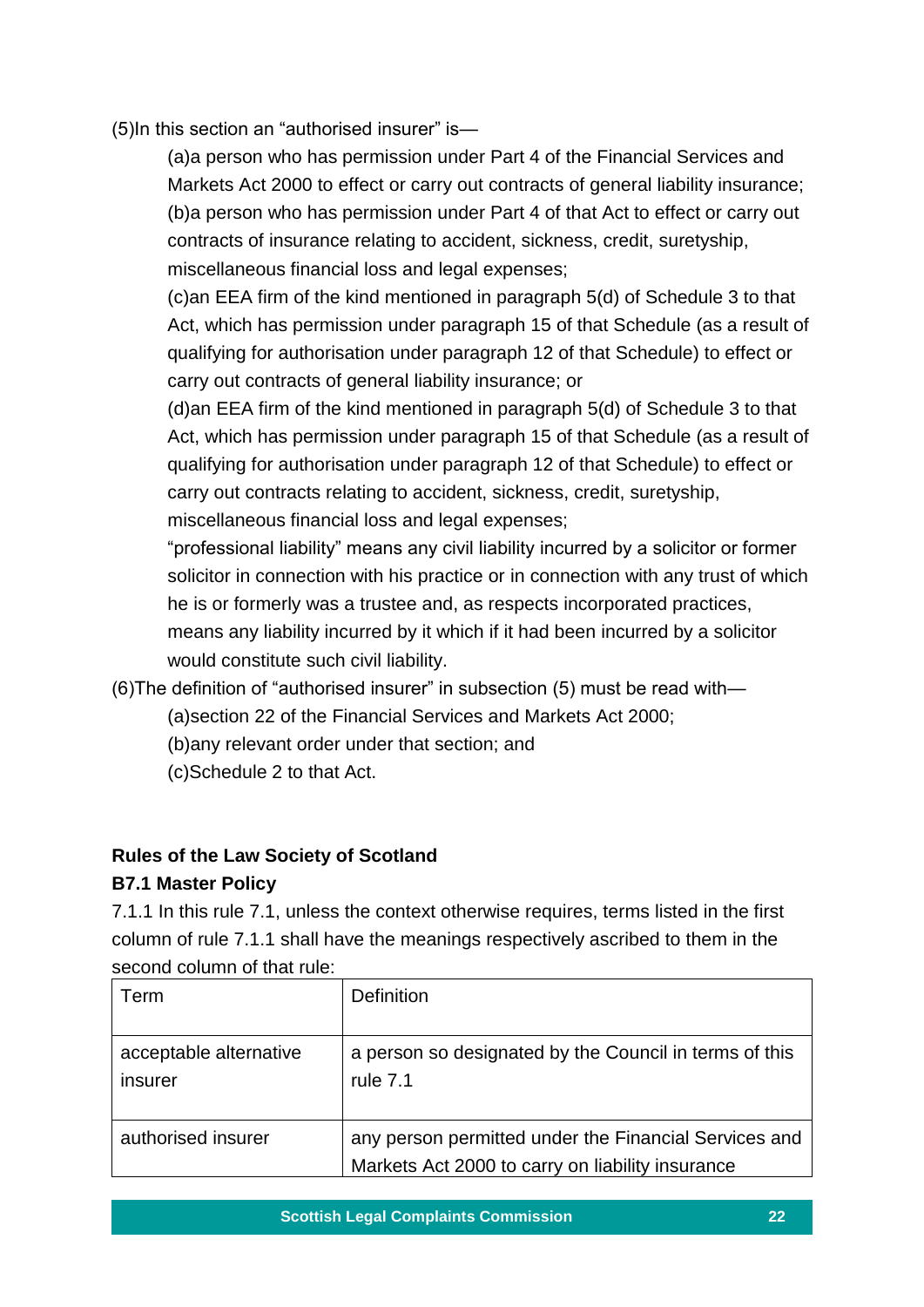(5)In this section an "authorised insurer" is—

(a)a person who has permission under Part 4 of the Financial Services and Markets Act 2000 to effect or carry out contracts of general liability insurance;

(b)a person who has permission under Part 4 of that Act to effect or carry out contracts of insurance relating to accident, sickness, credit, suretyship, miscellaneous financial loss and legal expenses;

(c)an EEA firm of the kind mentioned in paragraph 5(d) of Schedule 3 to that Act, which has permission under paragraph 15 of that Schedule (as a result of qualifying for authorisation under paragraph 12 of that Schedule) to effect or carry out contracts of general liability insurance; or

(d)an EEA firm of the kind mentioned in paragraph 5(d) of Schedule 3 to that Act, which has permission under paragraph 15 of that Schedule (as a result of qualifying for authorisation under paragraph 12 of that Schedule) to effect or carry out contracts relating to accident, sickness, credit, suretyship, miscellaneous financial loss and legal expenses;

"professional liability" means any civil liability incurred by a solicitor or former solicitor in connection with his practice or in connection with any trust of which he is or formerly was a trustee and, as respects incorporated practices, means any liability incurred by it which if it had been incurred by a solicitor would constitute such civil liability.

(6)The definition of "authorised insurer" in subsection (5) must be read with—

(a)section 22 of the Financial Services and Markets Act 2000;

(b)any relevant order under that section; and

(c)Schedule 2 to that Act.

**Rules of the Law Society of Scotland**

**B7.1 Master Policy**

7.1.1 In this rule 7.1, unless the context otherwise requires, terms listed in the first column of rule 7.1.1 shall have the meanings respectively ascribed to them in the second column of that rule:

| Term | Definition |
|---|---|
| acceptable alternative insurer | a person so designated by the Council in terms of this rule 7.1 |
| authorised insurer | any person permitted under the Financial Services and Markets Act 2000 to carry on liability insurance |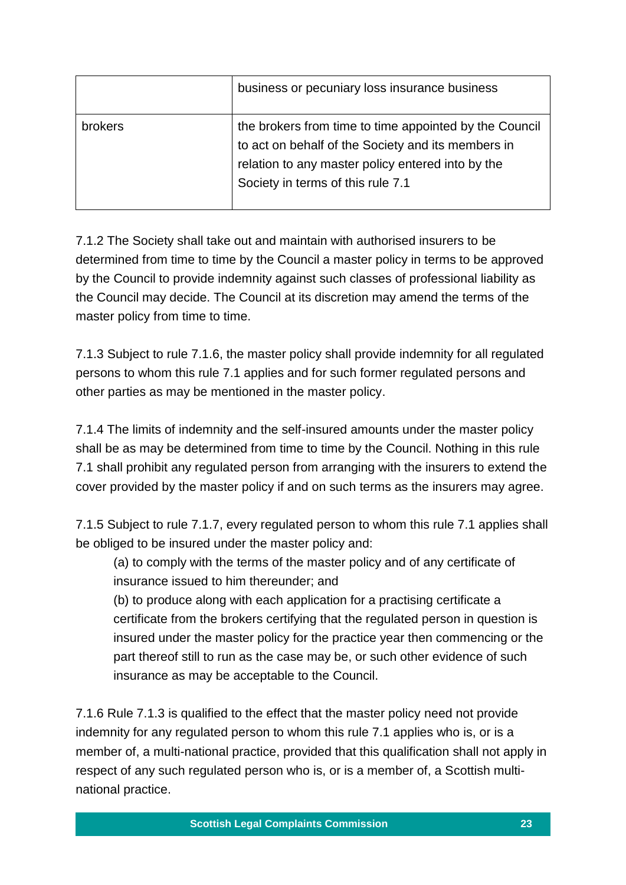| | |
|---|---|
| | business or pecuniary loss insurance business |
| brokers | the brokers from time to time appointed by the Council to act on behalf of the Society and its members in relation to any master policy entered into by the Society in terms of this rule 7.1 |

7.1.2 The Society shall take out and maintain with authorised insurers to be determined from time to time by the Council a master policy in terms to be approved by the Council to provide indemnity against such classes of professional liability as the Council may decide. The Council at its discretion may amend the terms of the master policy from time to time.

7.1.3 Subject to rule 7.1.6, the master policy shall provide indemnity for all regulated persons to whom this rule 7.1 applies and for such former regulated persons and other parties as may be mentioned in the master policy.

7.1.4 The limits of indemnity and the self-insured amounts under the master policy shall be as may be determined from time to time by the Council. Nothing in this rule 7.1 shall prohibit any regulated person from arranging with the insurers to extend the cover provided by the master policy if and on such terms as the insurers may agree.

7.1.5 Subject to rule 7.1.7, every regulated person to whom this rule 7.1 applies shall be obliged to be insured under the master policy and:

(a) to comply with the terms of the master policy and of any certificate of insurance issued to him thereunder; and

(b) to produce along with each application for a practising certificate a certificate from the brokers certifying that the regulated person in question is insured under the master policy for the practice year then commencing or the part thereof still to run as the case may be, or such other evidence of such insurance as may be acceptable to the Council.

7.1.6 Rule 7.1.3 is qualified to the effect that the master policy need not provide indemnity for any regulated person to whom this rule 7.1 applies who is, or is a member of, a multi-national practice, provided that this qualification shall not apply in respect of any such regulated person who is, or is a member of, a Scottish multi-national practice.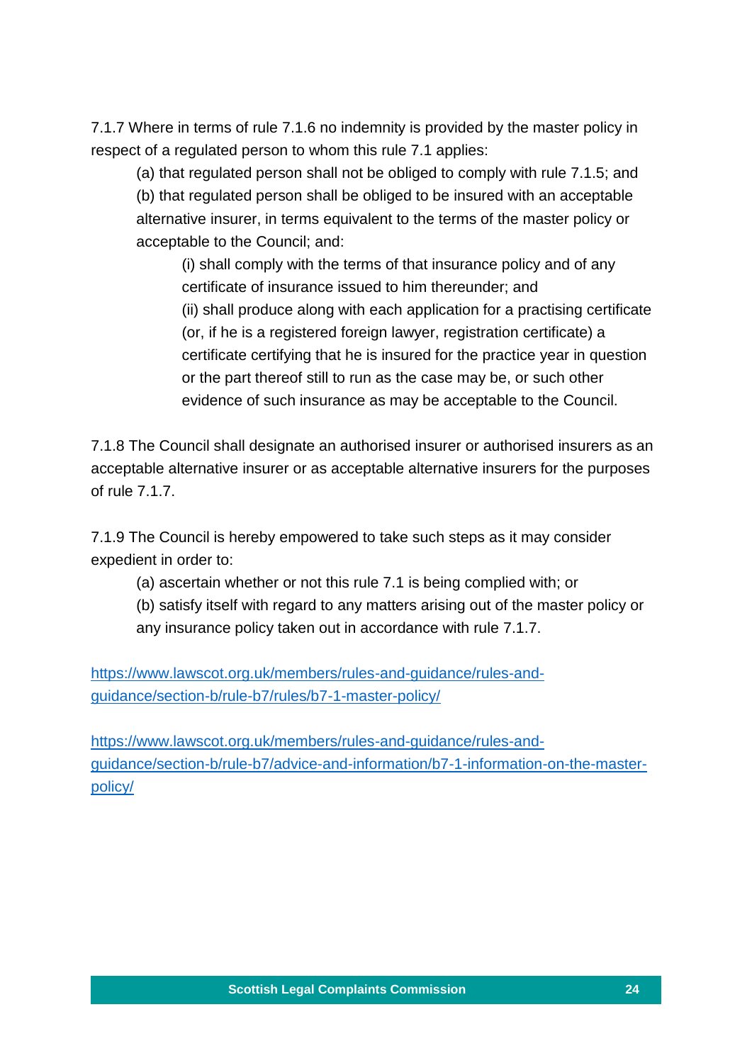7.1.7 Where in terms of rule 7.1.6 no indemnity is provided by the master policy in respect of a regulated person to whom this rule 7.1 applies:

(a) that regulated person shall not be obliged to comply with rule 7.1.5; and

(b) that regulated person shall be obliged to be insured with an acceptable alternative insurer, in terms equivalent to the terms of the master policy or acceptable to the Council; and:

(i) shall comply with the terms of that insurance policy and of any certificate of insurance issued to him thereunder; and

(ii) shall produce along with each application for a practising certificate (or, if he is a registered foreign lawyer, registration certificate) a certificate certifying that he is insured for the practice year in question or the part thereof still to run as the case may be, or such other evidence of such insurance as may be acceptable to the Council.

7.1.8 The Council shall designate an authorised insurer or authorised insurers as an acceptable alternative insurer or as acceptable alternative insurers for the purposes of rule 7.1.7.

7.1.9 The Council is hereby empowered to take such steps as it may consider expedient in order to:

(a) ascertain whether or not this rule 7.1 is being complied with; or

(b) satisfy itself with regard to any matters arising out of the master policy or any insurance policy taken out in accordance with rule 7.1.7.

[https://www.lawscot.org.uk/members/rules-and-guidance/rules-and-guidance/section-b/rule-b7/rules/b7-1-master-policy/](https://www.lawscot.org.uk/members/rules-and-guidance/rules-and-guidance/section-b/rule-b7/rules/b7-1-master-policy/)

[https://www.lawscot.org.uk/members/rules-and-guidance/rules-and-guidance/section-b/rule-b7/advice-and-information/b7-1-information-on-the-master-policy/](https://www.lawscot.org.uk/members/rules-and-guidance/rules-and-guidance/section-b/rule-b7/advice-and-information/b7-1-information-on-the-master-policy/)